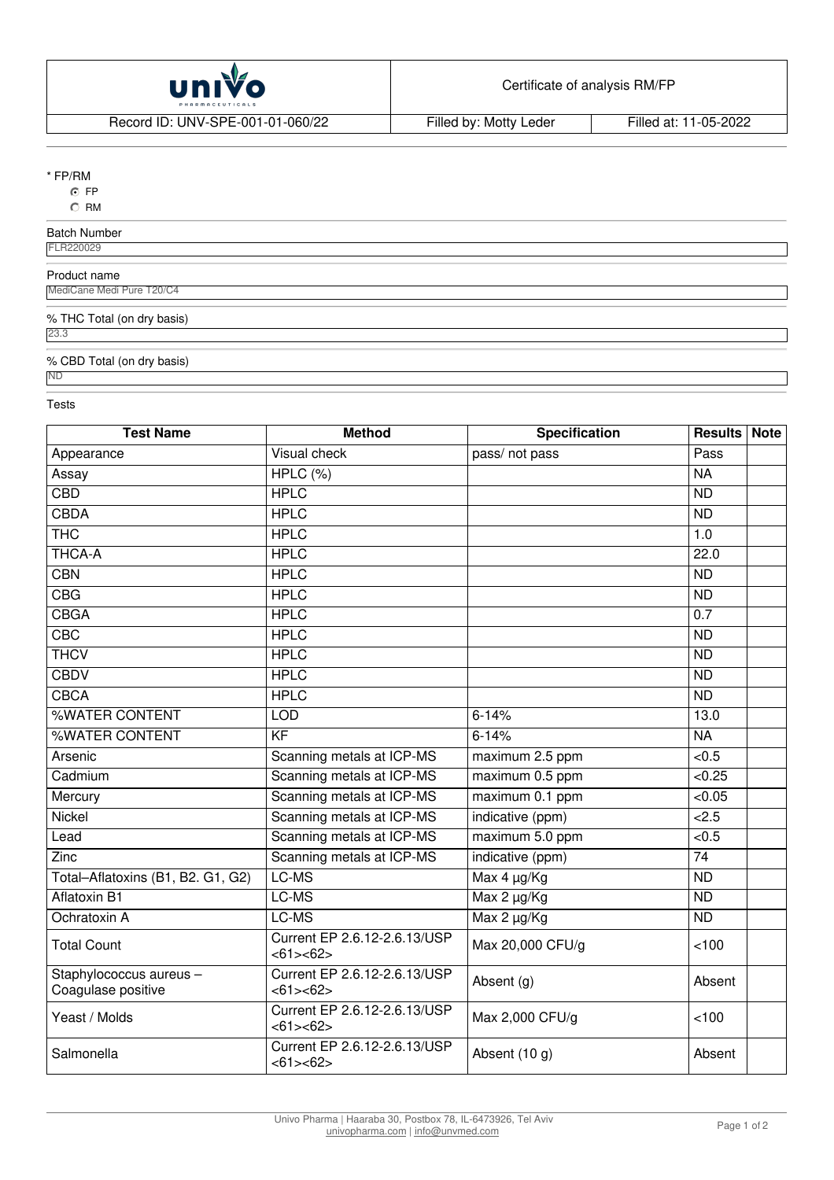| univo PHARMACEUTICALS | Certificate of analysis RM/FP | |
|---|---|---|
| Record ID: UNV-SPE-001-01-060/22 | Filled by: Motty Leder | Filled at: 11-05-2022 |

\* FP/RM

- (•) FP
- ( ) RM

Batch Number

FLR220029

Product name

MediCane Medi Pure T20/C4

% THC Total (on dry basis)

23.3

% CBD Total (on dry basis)

ND

Tests

| Test Name | Method | Specification | Results | Note |
|---|---|---|---|---|
| Appearance | Visual check | pass/ not pass | Pass | |
| Assay | HPLC (%) | | NA | |
| CBD | HPLC | | ND | |
| CBDA | HPLC | | ND | |
| THC | HPLC | | 1.0 | |
| THCA-A | HPLC | | 22.0 | |
| CBN | HPLC | | ND | |
| CBG | HPLC | | ND | |
| CBGA | HPLC | | 0.7 | |
| CBC | HPLC | | ND | |
| THCV | HPLC | | ND | |
| CBDV | HPLC | | ND | |
| CBCA | HPLC | | ND | |
| %WATER CONTENT | LOD | 6-14% | 13.0 | |
| %WATER CONTENT | KF | 6-14% | NA | |
| Arsenic | Scanning metals at ICP-MS | maximum 2.5 ppm | <0.5 | |
| Cadmium | Scanning metals at ICP-MS | maximum 0.5 ppm | <0.25 | |
| Mercury | Scanning metals at ICP-MS | maximum 0.1 ppm | <0.05 | |
| Nickel | Scanning metals at ICP-MS | indicative (ppm) | <2.5 | |
| Lead | Scanning metals at ICP-MS | maximum 5.0 ppm | <0.5 | |
| Zinc | Scanning metals at ICP-MS | indicative (ppm) | 74 | |
| Total–Aflatoxins (B1, B2. G1, G2) | LC-MS | Max 4 µg/Kg | ND | |
| Aflatoxin B1 | LC-MS | Max 2 µg/Kg | ND | |
| Ochratoxin A | LC-MS | Max 2 µg/Kg | ND | |
| Total Count | Current EP 2.6.12-2.6.13/USP <61><62> | Max 20,000 CFU/g | <100 | |
| Staphylococcus aureus – Coagulase positive | Current EP 2.6.12-2.6.13/USP <61><62> | Absent (g) | Absent | |
| Yeast / Molds | Current EP 2.6.12-2.6.13/USP <61><62> | Max 2,000 CFU/g | <100 | |
| Salmonella | Current EP 2.6.12-2.6.13/USP <61><62> | Absent (10 g) | Absent | |

Univo Pharma | Haaraba 30, Postbox 78, IL-6473926, Tel Aviv
univopharma.com | info@unvmed.com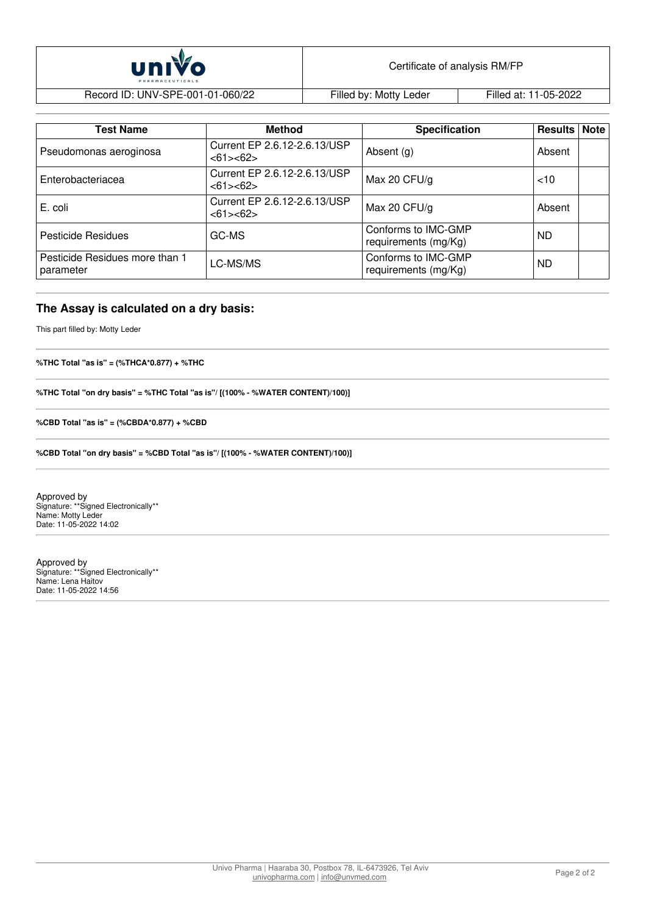| | |
|---|---|
| univo PHARMACEUTICALS | Certificate of analysis RM/FP |
| Record ID: UNV-SPE-001-01-060/22 | Filled by: Motty Leder / Filled at: 11-05-2022 |

| Test Name | Method | Specification | Results | Note |
|---|---|---|---|---|
| Pseudomonas aeroginosa | Current EP 2.6.12-2.6.13/USP <61><62> | Absent (g) | Absent | |
| Enterobacteriacea | Current EP 2.6.12-2.6.13/USP <61><62> | Max 20 CFU/g | <10 | |
| E. coli | Current EP 2.6.12-2.6.13/USP <61><62> | Max 20 CFU/g | Absent | |
| Pesticide Residues | GC-MS | Conforms to IMC-GMP requirements (mg/Kg) | ND | |
| Pesticide Residues more than 1 parameter | LC-MS/MS | Conforms to IMC-GMP requirements (mg/Kg) | ND | |

## The Assay is calculated on a dry basis:

This part filled by: Motty Leder

**%THC Total "as is" = (%THCA*0.877) + %THC**

**%THC Total "on dry basis" = %THC Total "as is"/ [(100% - %WATER CONTENT)/100)]**

**%CBD Total "as is" = (%CBDA*0.877) + %CBD**

**%CBD Total "on dry basis" = %CBD Total "as is"/ [(100% - %WATER CONTENT)/100)]**

Approved by
Signature: **Signed Electronically**
Name: Motty Leder
Date: 11-05-2022 14:02

Approved by
Signature: **Signed Electronically**
Name: Lena Haitov
Date: 11-05-2022 14:56

Univo Pharma | Haaraba 30, Postbox 78, IL-6473926, Tel Aviv
univopharma.com | info@unvmed.com